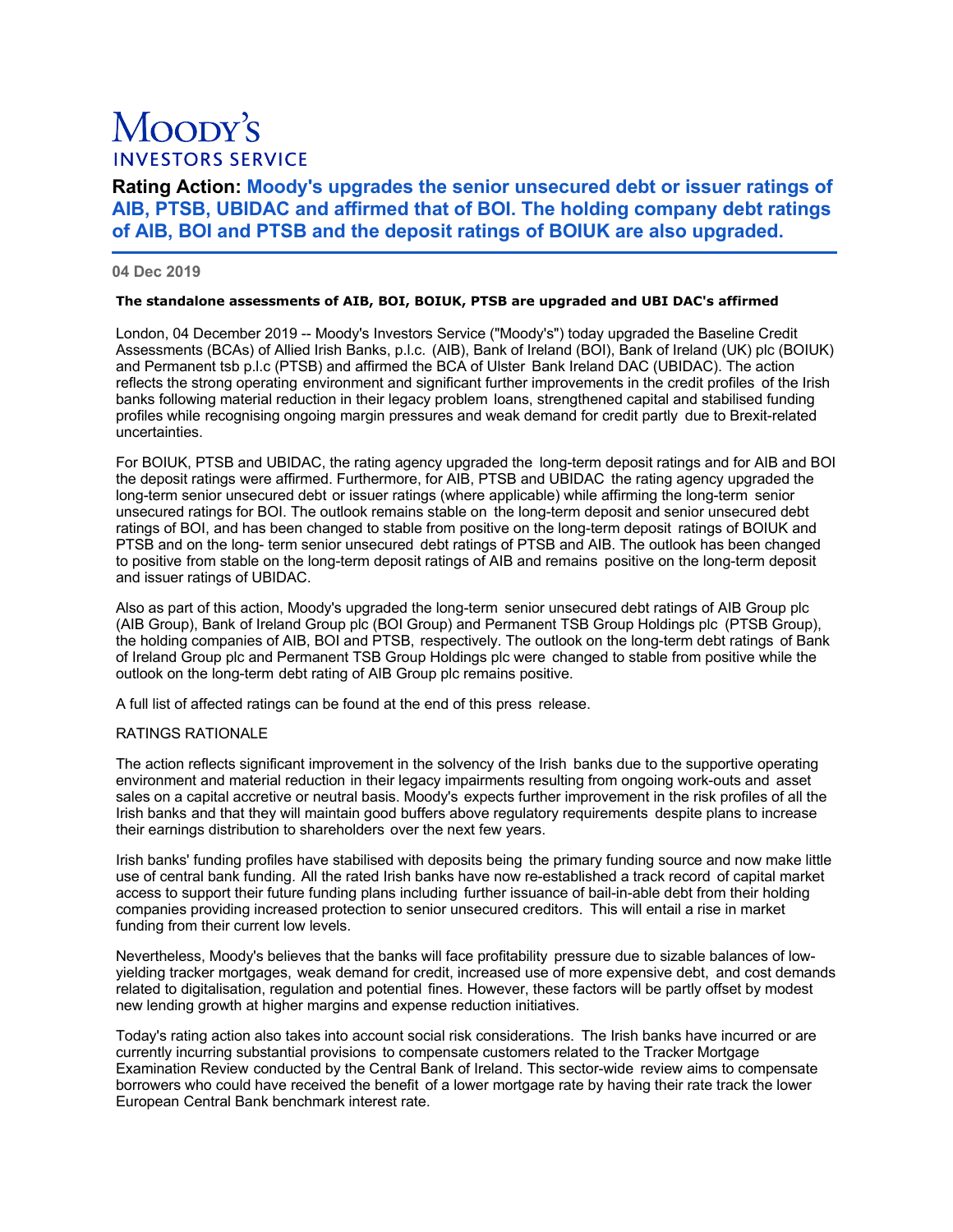Moody's
INVESTORS SERVICE

# Rating Action: Moody's upgrades the senior unsecured debt or issuer ratings of AIB, PTSB, UBIDAC and affirmed that of BOI. The holding company debt ratings of AIB, BOI and PTSB and the deposit ratings of BOIUK are also upgraded.

**04 Dec 2019**

**The standalone assessments of AIB, BOI, BOIUK, PTSB are upgraded and UBI DAC's affirmed**

London, 04 December 2019 -- Moody's Investors Service ("Moody's") today upgraded the Baseline Credit Assessments (BCAs) of Allied Irish Banks, p.l.c. (AIB), Bank of Ireland (BOI), Bank of Ireland (UK) plc (BOIUK) and Permanent tsb p.l.c (PTSB) and affirmed the BCA of Ulster Bank Ireland DAC (UBIDAC). The action reflects the strong operating environment and significant further improvements in the credit profiles of the Irish banks following material reduction in their legacy problem loans, strengthened capital and stabilised funding profiles while recognising ongoing margin pressures and weak demand for credit partly due to Brexit-related uncertainties.

For BOIUK, PTSB and UBIDAC, the rating agency upgraded the long-term deposit ratings and for AIB and BOI the deposit ratings were affirmed. Furthermore, for AIB, PTSB and UBIDAC the rating agency upgraded the long-term senior unsecured debt or issuer ratings (where applicable) while affirming the long-term senior unsecured ratings for BOI. The outlook remains stable on the long-term deposit and senior unsecured debt ratings of BOI, and has been changed to stable from positive on the long-term deposit ratings of BOIUK and PTSB and on the long- term senior unsecured debt ratings of PTSB and AIB. The outlook has been changed to positive from stable on the long-term deposit ratings of AIB and remains positive on the long-term deposit and issuer ratings of UBIDAC.

Also as part of this action, Moody's upgraded the long-term senior unsecured debt ratings of AIB Group plc (AIB Group), Bank of Ireland Group plc (BOI Group) and Permanent TSB Group Holdings plc (PTSB Group), the holding companies of AIB, BOI and PTSB, respectively. The outlook on the long-term debt ratings of Bank of Ireland Group plc and Permanent TSB Group Holdings plc were changed to stable from positive while the outlook on the long-term debt rating of AIB Group plc remains positive.

A full list of affected ratings can be found at the end of this press release.

RATINGS RATIONALE

The action reflects significant improvement in the solvency of the Irish banks due to the supportive operating environment and material reduction in their legacy impairments resulting from ongoing work-outs and asset sales on a capital accretive or neutral basis. Moody's expects further improvement in the risk profiles of all the Irish banks and that they will maintain good buffers above regulatory requirements despite plans to increase their earnings distribution to shareholders over the next few years.

Irish banks' funding profiles have stabilised with deposits being the primary funding source and now make little use of central bank funding. All the rated Irish banks have now re-established a track record of capital market access to support their future funding plans including further issuance of bail-in-able debt from their holding companies providing increased protection to senior unsecured creditors. This will entail a rise in market funding from their current low levels.

Nevertheless, Moody's believes that the banks will face profitability pressure due to sizable balances of low-yielding tracker mortgages, weak demand for credit, increased use of more expensive debt, and cost demands related to digitalisation, regulation and potential fines. However, these factors will be partly offset by modest new lending growth at higher margins and expense reduction initiatives.

Today's rating action also takes into account social risk considerations. The Irish banks have incurred or are currently incurring substantial provisions to compensate customers related to the Tracker Mortgage Examination Review conducted by the Central Bank of Ireland. This sector-wide review aims to compensate borrowers who could have received the benefit of a lower mortgage rate by having their rate track the lower European Central Bank benchmark interest rate.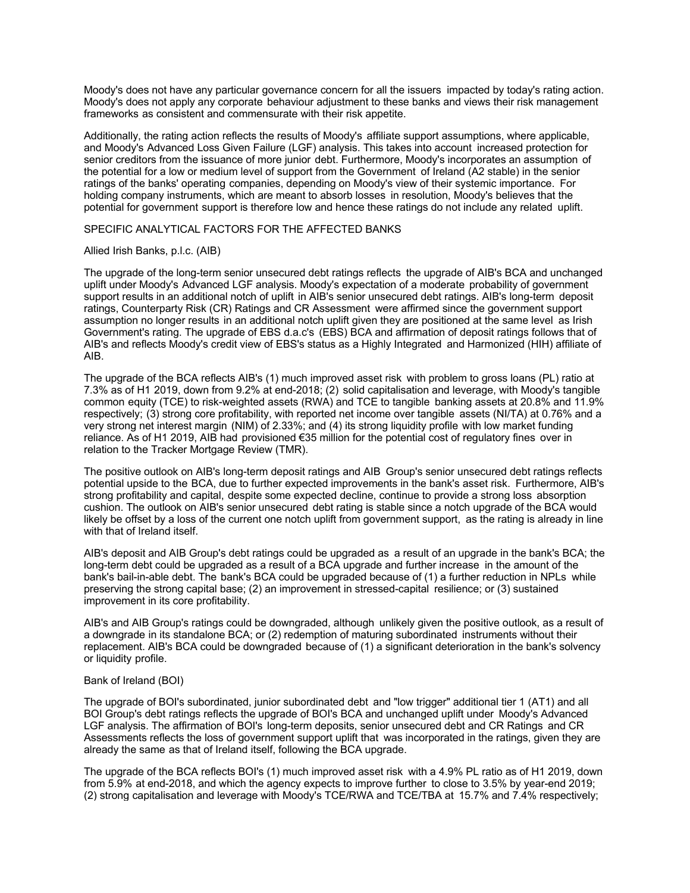Moody's does not have any particular governance concern for all the issuers impacted by today's rating action. Moody's does not apply any corporate behaviour adjustment to these banks and views their risk management frameworks as consistent and commensurate with their risk appetite.

Additionally, the rating action reflects the results of Moody's affiliate support assumptions, where applicable, and Moody's Advanced Loss Given Failure (LGF) analysis. This takes into account increased protection for senior creditors from the issuance of more junior debt. Furthermore, Moody's incorporates an assumption of the potential for a low or medium level of support from the Government of Ireland (A2 stable) in the senior ratings of the banks' operating companies, depending on Moody's view of their systemic importance. For holding company instruments, which are meant to absorb losses in resolution, Moody's believes that the potential for government support is therefore low and hence these ratings do not include any related uplift.

SPECIFIC ANALYTICAL FACTORS FOR THE AFFECTED BANKS

Allied Irish Banks, p.l.c. (AIB)

The upgrade of the long-term senior unsecured debt ratings reflects the upgrade of AIB's BCA and unchanged uplift under Moody's Advanced LGF analysis. Moody's expectation of a moderate probability of government support results in an additional notch of uplift in AIB's senior unsecured debt ratings. AIB's long-term deposit ratings, Counterparty Risk (CR) Ratings and CR Assessment were affirmed since the government support assumption no longer results in an additional notch uplift given they are positioned at the same level as Irish Government's rating. The upgrade of EBS d.a.c's (EBS) BCA and affirmation of deposit ratings follows that of AIB's and reflects Moody's credit view of EBS's status as a Highly Integrated and Harmonized (HIH) affiliate of AIB.

The upgrade of the BCA reflects AIB's (1) much improved asset risk with problem to gross loans (PL) ratio at 7.3% as of H1 2019, down from 9.2% at end-2018; (2) solid capitalisation and leverage, with Moody's tangible common equity (TCE) to risk-weighted assets (RWA) and TCE to tangible banking assets at 20.8% and 11.9% respectively; (3) strong core profitability, with reported net income over tangible assets (NI/TA) at 0.76% and a very strong net interest margin (NIM) of 2.33%; and (4) its strong liquidity profile with low market funding reliance. As of H1 2019, AIB had provisioned €35 million for the potential cost of regulatory fines over in relation to the Tracker Mortgage Review (TMR).

The positive outlook on AIB's long-term deposit ratings and AIB Group's senior unsecured debt ratings reflects potential upside to the BCA, due to further expected improvements in the bank's asset risk. Furthermore, AIB's strong profitability and capital, despite some expected decline, continue to provide a strong loss absorption cushion. The outlook on AIB's senior unsecured debt rating is stable since a notch upgrade of the BCA would likely be offset by a loss of the current one notch uplift from government support, as the rating is already in line with that of Ireland itself.

AIB's deposit and AIB Group's debt ratings could be upgraded as a result of an upgrade in the bank's BCA; the long-term debt could be upgraded as a result of a BCA upgrade and further increase in the amount of the bank's bail-in-able debt. The bank's BCA could be upgraded because of (1) a further reduction in NPLs while preserving the strong capital base; (2) an improvement in stressed-capital resilience; or (3) sustained improvement in its core profitability.

AIB's and AIB Group's ratings could be downgraded, although unlikely given the positive outlook, as a result of a downgrade in its standalone BCA; or (2) redemption of maturing subordinated instruments without their replacement. AIB's BCA could be downgraded because of (1) a significant deterioration in the bank's solvency or liquidity profile.

Bank of Ireland (BOI)

The upgrade of BOI's subordinated, junior subordinated debt and "low trigger" additional tier 1 (AT1) and all BOI Group's debt ratings reflects the upgrade of BOI's BCA and unchanged uplift under Moody's Advanced LGF analysis. The affirmation of BOI's long-term deposits, senior unsecured debt and CR Ratings and CR Assessments reflects the loss of government support uplift that was incorporated in the ratings, given they are already the same as that of Ireland itself, following the BCA upgrade.

The upgrade of the BCA reflects BOI's (1) much improved asset risk with a 4.9% PL ratio as of H1 2019, down from 5.9% at end-2018, and which the agency expects to improve further to close to 3.5% by year-end 2019; (2) strong capitalisation and leverage with Moody's TCE/RWA and TCE/TBA at 15.7% and 7.4% respectively;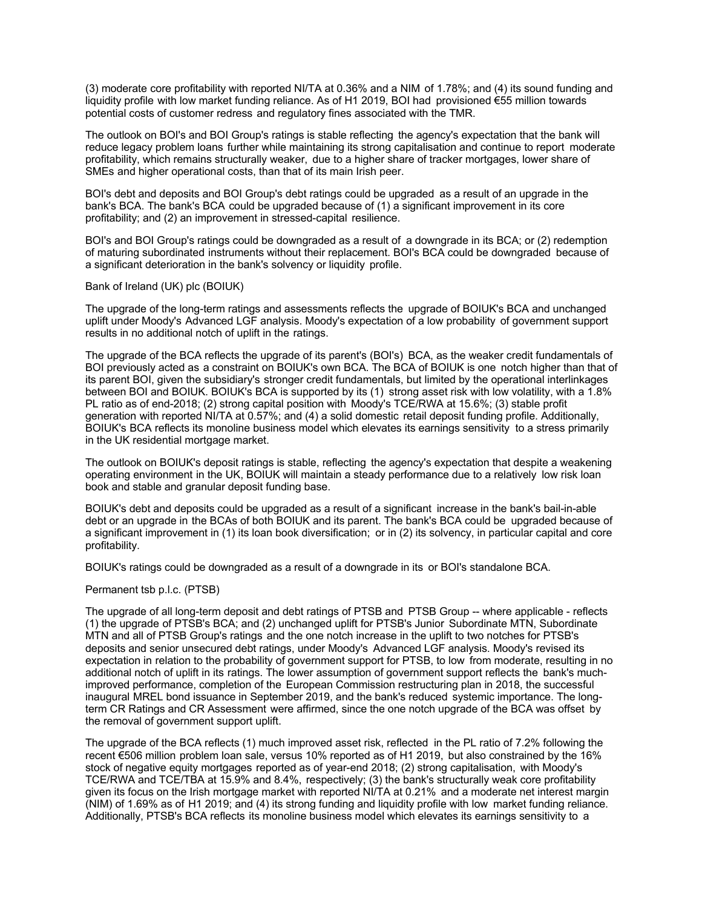(3) moderate core profitability with reported NI/TA at 0.36% and a NIM of 1.78%; and (4) its sound funding and liquidity profile with low market funding reliance. As of H1 2019, BOI had provisioned €55 million towards potential costs of customer redress and regulatory fines associated with the TMR.

The outlook on BOI's and BOI Group's ratings is stable reflecting the agency's expectation that the bank will reduce legacy problem loans further while maintaining its strong capitalisation and continue to report moderate profitability, which remains structurally weaker, due to a higher share of tracker mortgages, lower share of SMEs and higher operational costs, than that of its main Irish peer.

BOI's debt and deposits and BOI Group's debt ratings could be upgraded as a result of an upgrade in the bank's BCA. The bank's BCA could be upgraded because of (1) a significant improvement in its core profitability; and (2) an improvement in stressed-capital resilience.

BOI's and BOI Group's ratings could be downgraded as a result of a downgrade in its BCA; or (2) redemption of maturing subordinated instruments without their replacement. BOI's BCA could be downgraded because of a significant deterioration in the bank's solvency or liquidity profile.

Bank of Ireland (UK) plc (BOIUK)

The upgrade of the long-term ratings and assessments reflects the upgrade of BOIUK's BCA and unchanged uplift under Moody's Advanced LGF analysis. Moody's expectation of a low probability of government support results in no additional notch of uplift in the ratings.

The upgrade of the BCA reflects the upgrade of its parent's (BOI's) BCA, as the weaker credit fundamentals of BOI previously acted as a constraint on BOIUK's own BCA. The BCA of BOIUK is one notch higher than that of its parent BOI, given the subsidiary's stronger credit fundamentals, but limited by the operational interlinkages between BOI and BOIUK. BOIUK's BCA is supported by its (1) strong asset risk with low volatility, with a 1.8% PL ratio as of end-2018; (2) strong capital position with Moody's TCE/RWA at 15.6%; (3) stable profit generation with reported NI/TA at 0.57%; and (4) a solid domestic retail deposit funding profile. Additionally, BOIUK's BCA reflects its monoline business model which elevates its earnings sensitivity to a stress primarily in the UK residential mortgage market.

The outlook on BOIUK's deposit ratings is stable, reflecting the agency's expectation that despite a weakening operating environment in the UK, BOIUK will maintain a steady performance due to a relatively low risk loan book and stable and granular deposit funding base.

BOIUK's debt and deposits could be upgraded as a result of a significant increase in the bank's bail-in-able debt or an upgrade in the BCAs of both BOIUK and its parent. The bank's BCA could be upgraded because of a significant improvement in (1) its loan book diversification; or in (2) its solvency, in particular capital and core profitability.

BOIUK's ratings could be downgraded as a result of a downgrade in its or BOI's standalone BCA.

Permanent tsb p.l.c. (PTSB)

The upgrade of all long-term deposit and debt ratings of PTSB and PTSB Group -- where applicable - reflects (1) the upgrade of PTSB's BCA; and (2) unchanged uplift for PTSB's Junior Subordinate MTN, Subordinate MTN and all of PTSB Group's ratings and the one notch increase in the uplift to two notches for PTSB's deposits and senior unsecured debt ratings, under Moody's Advanced LGF analysis. Moody's revised its expectation in relation to the probability of government support for PTSB, to low from moderate, resulting in no additional notch of uplift in its ratings. The lower assumption of government support reflects the bank's much-improved performance, completion of the European Commission restructuring plan in 2018, the successful inaugural MREL bond issuance in September 2019, and the bank's reduced systemic importance. The long-term CR Ratings and CR Assessment were affirmed, since the one notch upgrade of the BCA was offset by the removal of government support uplift.

The upgrade of the BCA reflects (1) much improved asset risk, reflected in the PL ratio of 7.2% following the recent €506 million problem loan sale, versus 10% reported as of H1 2019, but also constrained by the 16% stock of negative equity mortgages reported as of year-end 2018; (2) strong capitalisation, with Moody's TCE/RWA and TCE/TBA at 15.9% and 8.4%, respectively; (3) the bank's structurally weak core profitability given its focus on the Irish mortgage market with reported NI/TA at 0.21% and a moderate net interest margin (NIM) of 1.69% as of H1 2019; and (4) its strong funding and liquidity profile with low market funding reliance. Additionally, PTSB's BCA reflects its monoline business model which elevates its earnings sensitivity to a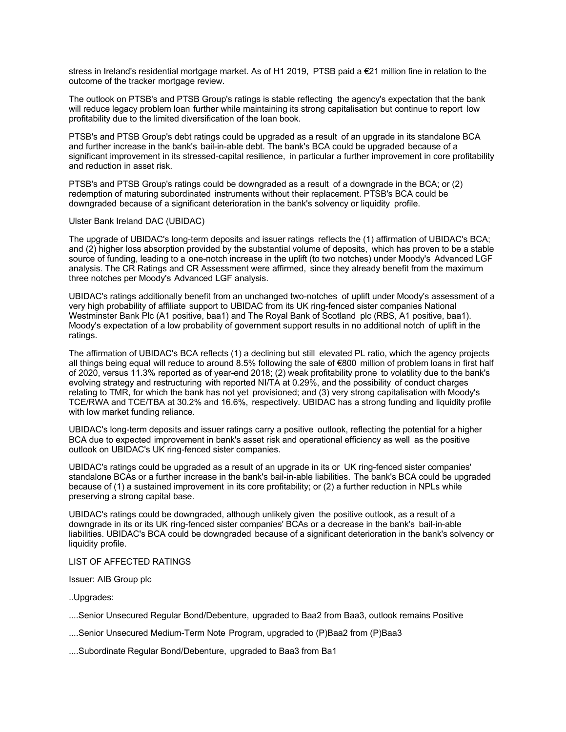stress in Ireland's residential mortgage market. As of H1 2019, PTSB paid a €21 million fine in relation to the outcome of the tracker mortgage review.

The outlook on PTSB's and PTSB Group's ratings is stable reflecting the agency's expectation that the bank will reduce legacy problem loan further while maintaining its strong capitalisation but continue to report low profitability due to the limited diversification of the loan book.

PTSB's and PTSB Group's debt ratings could be upgraded as a result of an upgrade in its standalone BCA and further increase in the bank's bail-in-able debt. The bank's BCA could be upgraded because of a significant improvement in its stressed-capital resilience, in particular a further improvement in core profitability and reduction in asset risk.

PTSB's and PTSB Group's ratings could be downgraded as a result of a downgrade in the BCA; or (2) redemption of maturing subordinated instruments without their replacement. PTSB's BCA could be downgraded because of a significant deterioration in the bank's solvency or liquidity profile.

Ulster Bank Ireland DAC (UBIDAC)

The upgrade of UBIDAC's long-term deposits and issuer ratings reflects the (1) affirmation of UBIDAC's BCA; and (2) higher loss absorption provided by the substantial volume of deposits, which has proven to be a stable source of funding, leading to a one-notch increase in the uplift (to two notches) under Moody's Advanced LGF analysis. The CR Ratings and CR Assessment were affirmed, since they already benefit from the maximum three notches per Moody's Advanced LGF analysis.

UBIDAC's ratings additionally benefit from an unchanged two-notches of uplift under Moody's assessment of a very high probability of affiliate support to UBIDAC from its UK ring-fenced sister companies National Westminster Bank Plc (A1 positive, baa1) and The Royal Bank of Scotland plc (RBS, A1 positive, baa1). Moody's expectation of a low probability of government support results in no additional notch of uplift in the ratings.

The affirmation of UBIDAC's BCA reflects (1) a declining but still elevated PL ratio, which the agency projects all things being equal will reduce to around 8.5% following the sale of €800 million of problem loans in first half of 2020, versus 11.3% reported as of year-end 2018; (2) weak profitability prone to volatility due to the bank's evolving strategy and restructuring with reported NI/TA at 0.29%, and the possibility of conduct charges relating to TMR, for which the bank has not yet provisioned; and (3) very strong capitalisation with Moody's TCE/RWA and TCE/TBA at 30.2% and 16.6%, respectively. UBIDAC has a strong funding and liquidity profile with low market funding reliance.

UBIDAC's long-term deposits and issuer ratings carry a positive outlook, reflecting the potential for a higher BCA due to expected improvement in bank's asset risk and operational efficiency as well as the positive outlook on UBIDAC's UK ring-fenced sister companies.

UBIDAC's ratings could be upgraded as a result of an upgrade in its or UK ring-fenced sister companies' standalone BCAs or a further increase in the bank's bail-in-able liabilities. The bank's BCA could be upgraded because of (1) a sustained improvement in its core profitability; or (2) a further reduction in NPLs while preserving a strong capital base.

UBIDAC's ratings could be downgraded, although unlikely given the positive outlook, as a result of a downgrade in its or its UK ring-fenced sister companies' BCAs or a decrease in the bank's bail-in-able liabilities. UBIDAC's BCA could be downgraded because of a significant deterioration in the bank's solvency or liquidity profile.

LIST OF AFFECTED RATINGS

Issuer: AIB Group plc

..Upgrades:

....Senior Unsecured Regular Bond/Debenture, upgraded to Baa2 from Baa3, outlook remains Positive

....Senior Unsecured Medium-Term Note Program, upgraded to (P)Baa2 from (P)Baa3

....Subordinate Regular Bond/Debenture, upgraded to Baa3 from Ba1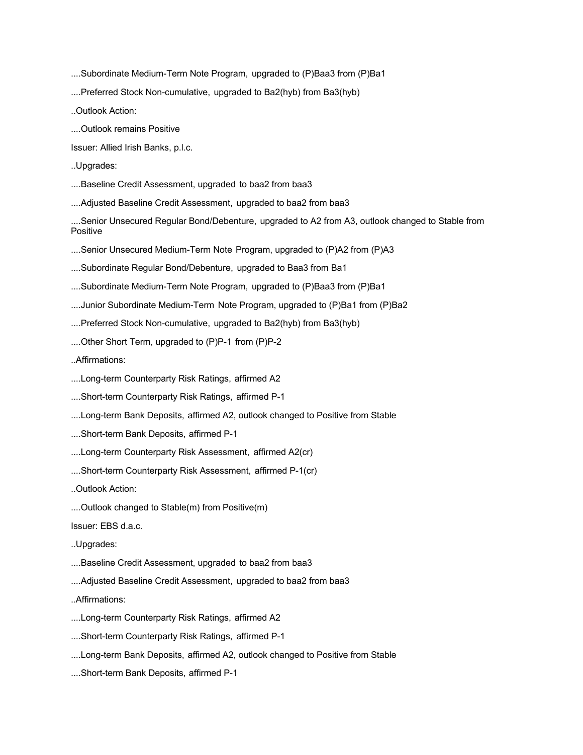....Subordinate Medium-Term Note Program, upgraded to (P)Baa3 from (P)Ba1

....Preferred Stock Non-cumulative, upgraded to Ba2(hyb) from Ba3(hyb)

..Outlook Action:

....Outlook remains Positive

Issuer: Allied Irish Banks, p.l.c.

..Upgrades:

....Baseline Credit Assessment, upgraded to baa2 from baa3

....Adjusted Baseline Credit Assessment, upgraded to baa2 from baa3

....Senior Unsecured Regular Bond/Debenture, upgraded to A2 from A3, outlook changed to Stable from Positive

....Senior Unsecured Medium-Term Note Program, upgraded to (P)A2 from (P)A3

....Subordinate Regular Bond/Debenture, upgraded to Baa3 from Ba1

....Subordinate Medium-Term Note Program, upgraded to (P)Baa3 from (P)Ba1

....Junior Subordinate Medium-Term Note Program, upgraded to (P)Ba1 from (P)Ba2

....Preferred Stock Non-cumulative, upgraded to Ba2(hyb) from Ba3(hyb)

....Other Short Term, upgraded to (P)P-1 from (P)P-2

..Affirmations:

....Long-term Counterparty Risk Ratings, affirmed A2

....Short-term Counterparty Risk Ratings, affirmed P-1

....Long-term Bank Deposits, affirmed A2, outlook changed to Positive from Stable

....Short-term Bank Deposits, affirmed P-1

....Long-term Counterparty Risk Assessment, affirmed A2(cr)

....Short-term Counterparty Risk Assessment, affirmed P-1(cr)

..Outlook Action:

....Outlook changed to Stable(m) from Positive(m)

Issuer: EBS d.a.c.

..Upgrades:

....Baseline Credit Assessment, upgraded to baa2 from baa3

....Adjusted Baseline Credit Assessment, upgraded to baa2 from baa3

..Affirmations:

....Long-term Counterparty Risk Ratings, affirmed A2

....Short-term Counterparty Risk Ratings, affirmed P-1

....Long-term Bank Deposits, affirmed A2, outlook changed to Positive from Stable

....Short-term Bank Deposits, affirmed P-1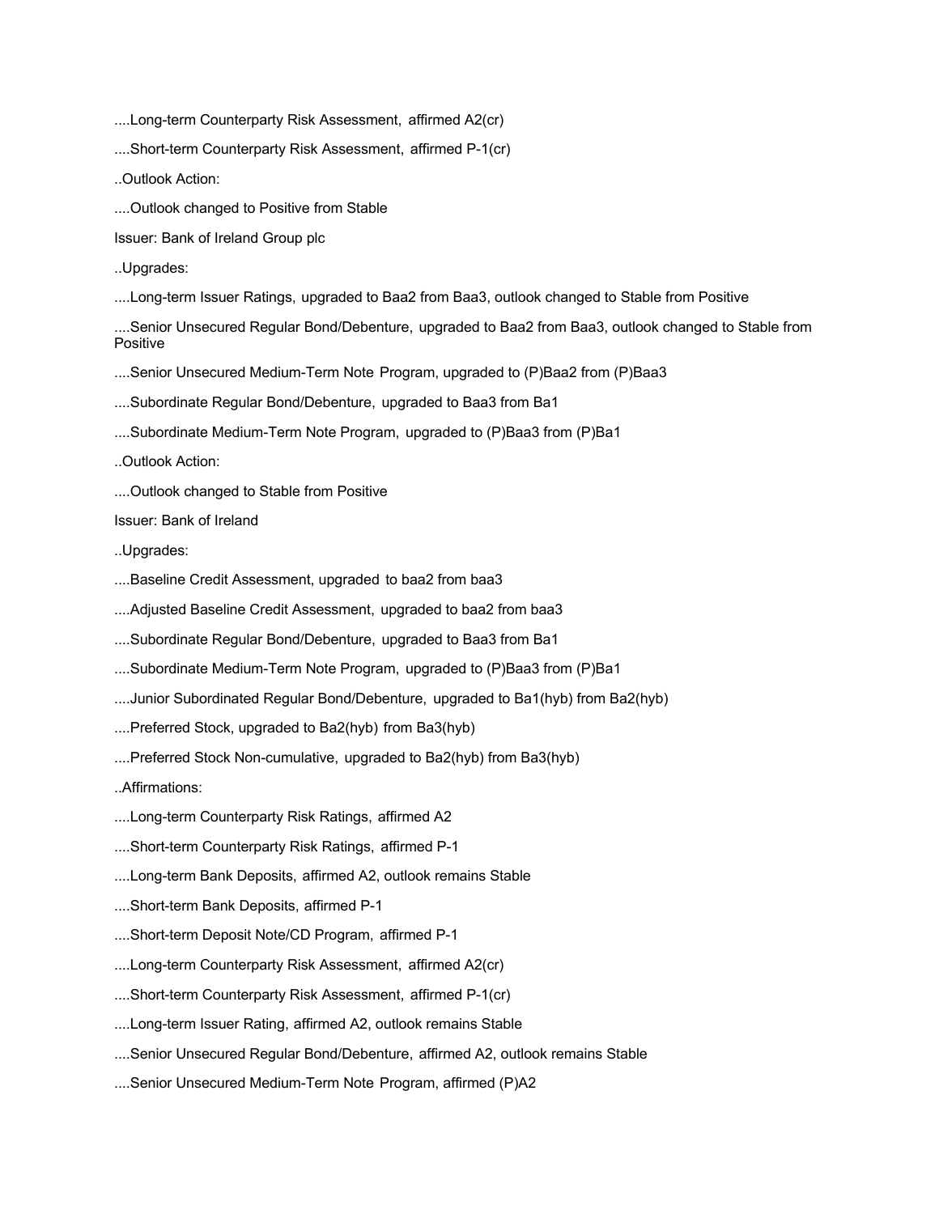....Long-term Counterparty Risk Assessment, affirmed A2(cr)

....Short-term Counterparty Risk Assessment, affirmed P-1(cr)

..Outlook Action:

....Outlook changed to Positive from Stable

Issuer: Bank of Ireland Group plc

..Upgrades:

....Long-term Issuer Ratings, upgraded to Baa2 from Baa3, outlook changed to Stable from Positive

....Senior Unsecured Regular Bond/Debenture, upgraded to Baa2 from Baa3, outlook changed to Stable from Positive

....Senior Unsecured Medium-Term Note Program, upgraded to (P)Baa2 from (P)Baa3

....Subordinate Regular Bond/Debenture, upgraded to Baa3 from Ba1

....Subordinate Medium-Term Note Program, upgraded to (P)Baa3 from (P)Ba1

..Outlook Action:

....Outlook changed to Stable from Positive

Issuer: Bank of Ireland

..Upgrades:

....Baseline Credit Assessment, upgraded to baa2 from baa3

....Adjusted Baseline Credit Assessment, upgraded to baa2 from baa3

....Subordinate Regular Bond/Debenture, upgraded to Baa3 from Ba1

....Subordinate Medium-Term Note Program, upgraded to (P)Baa3 from (P)Ba1

....Junior Subordinated Regular Bond/Debenture, upgraded to Ba1(hyb) from Ba2(hyb)

....Preferred Stock, upgraded to Ba2(hyb) from Ba3(hyb)

....Preferred Stock Non-cumulative, upgraded to Ba2(hyb) from Ba3(hyb)

..Affirmations:

....Long-term Counterparty Risk Ratings, affirmed A2

....Short-term Counterparty Risk Ratings, affirmed P-1

....Long-term Bank Deposits, affirmed A2, outlook remains Stable

....Short-term Bank Deposits, affirmed P-1

....Short-term Deposit Note/CD Program, affirmed P-1

....Long-term Counterparty Risk Assessment, affirmed A2(cr)

....Short-term Counterparty Risk Assessment, affirmed P-1(cr)

....Long-term Issuer Rating, affirmed A2, outlook remains Stable

....Senior Unsecured Regular Bond/Debenture, affirmed A2, outlook remains Stable

....Senior Unsecured Medium-Term Note Program, affirmed (P)A2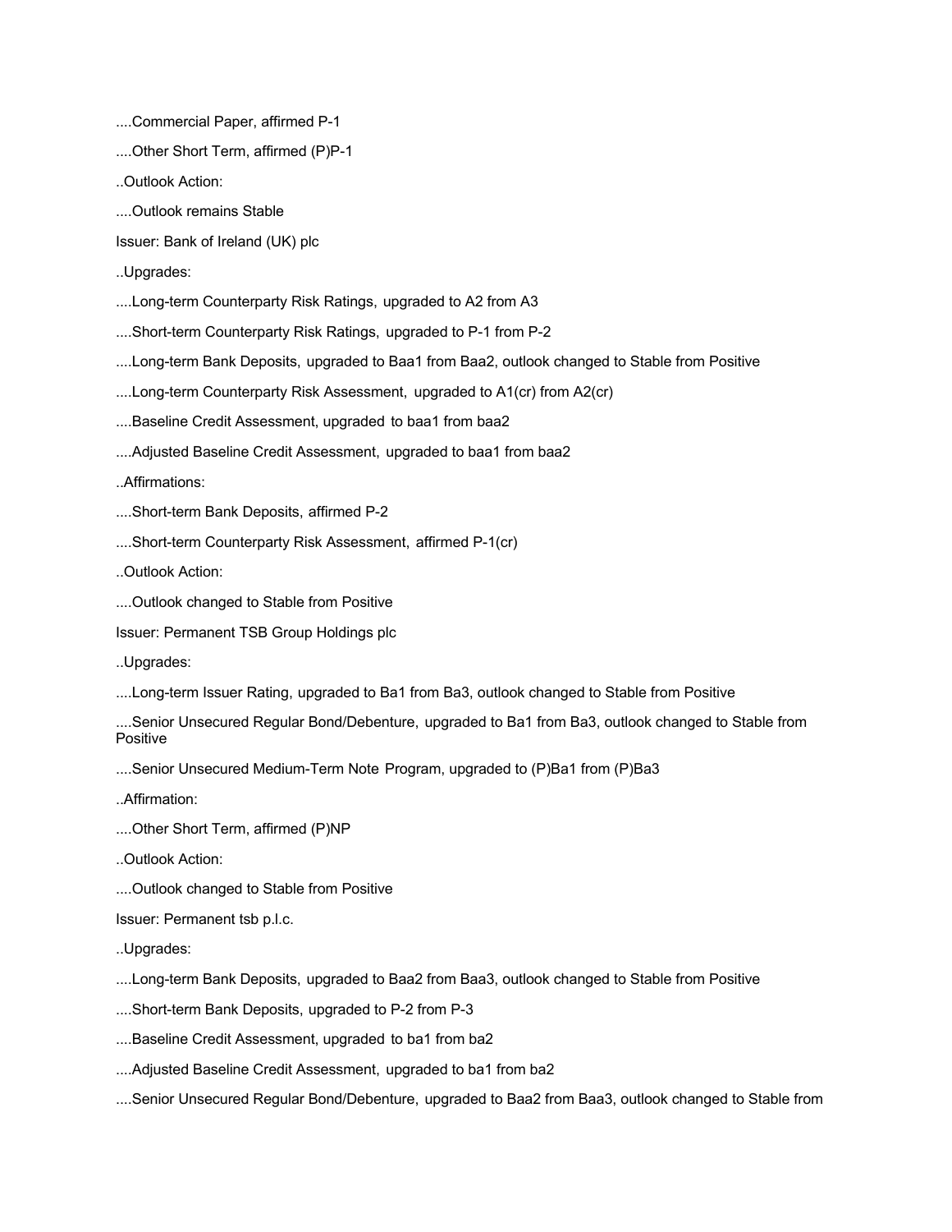....Commercial Paper, affirmed P-1

....Other Short Term, affirmed (P)P-1

..Outlook Action:

....Outlook remains Stable

Issuer: Bank of Ireland (UK) plc

..Upgrades:

....Long-term Counterparty Risk Ratings, upgraded to A2 from A3

....Short-term Counterparty Risk Ratings, upgraded to P-1 from P-2

....Long-term Bank Deposits, upgraded to Baa1 from Baa2, outlook changed to Stable from Positive

....Long-term Counterparty Risk Assessment, upgraded to A1(cr) from A2(cr)

....Baseline Credit Assessment, upgraded to baa1 from baa2

....Adjusted Baseline Credit Assessment, upgraded to baa1 from baa2

..Affirmations:

....Short-term Bank Deposits, affirmed P-2

....Short-term Counterparty Risk Assessment, affirmed P-1(cr)

..Outlook Action:

....Outlook changed to Stable from Positive

Issuer: Permanent TSB Group Holdings plc

..Upgrades:

....Long-term Issuer Rating, upgraded to Ba1 from Ba3, outlook changed to Stable from Positive

....Senior Unsecured Regular Bond/Debenture, upgraded to Ba1 from Ba3, outlook changed to Stable from Positive

....Senior Unsecured Medium-Term Note Program, upgraded to (P)Ba1 from (P)Ba3

..Affirmation:

....Other Short Term, affirmed (P)NP

..Outlook Action:

....Outlook changed to Stable from Positive

Issuer: Permanent tsb p.l.c.

..Upgrades:

....Long-term Bank Deposits, upgraded to Baa2 from Baa3, outlook changed to Stable from Positive

....Short-term Bank Deposits, upgraded to P-2 from P-3

....Baseline Credit Assessment, upgraded to ba1 from ba2

....Adjusted Baseline Credit Assessment, upgraded to ba1 from ba2

....Senior Unsecured Regular Bond/Debenture, upgraded to Baa2 from Baa3, outlook changed to Stable from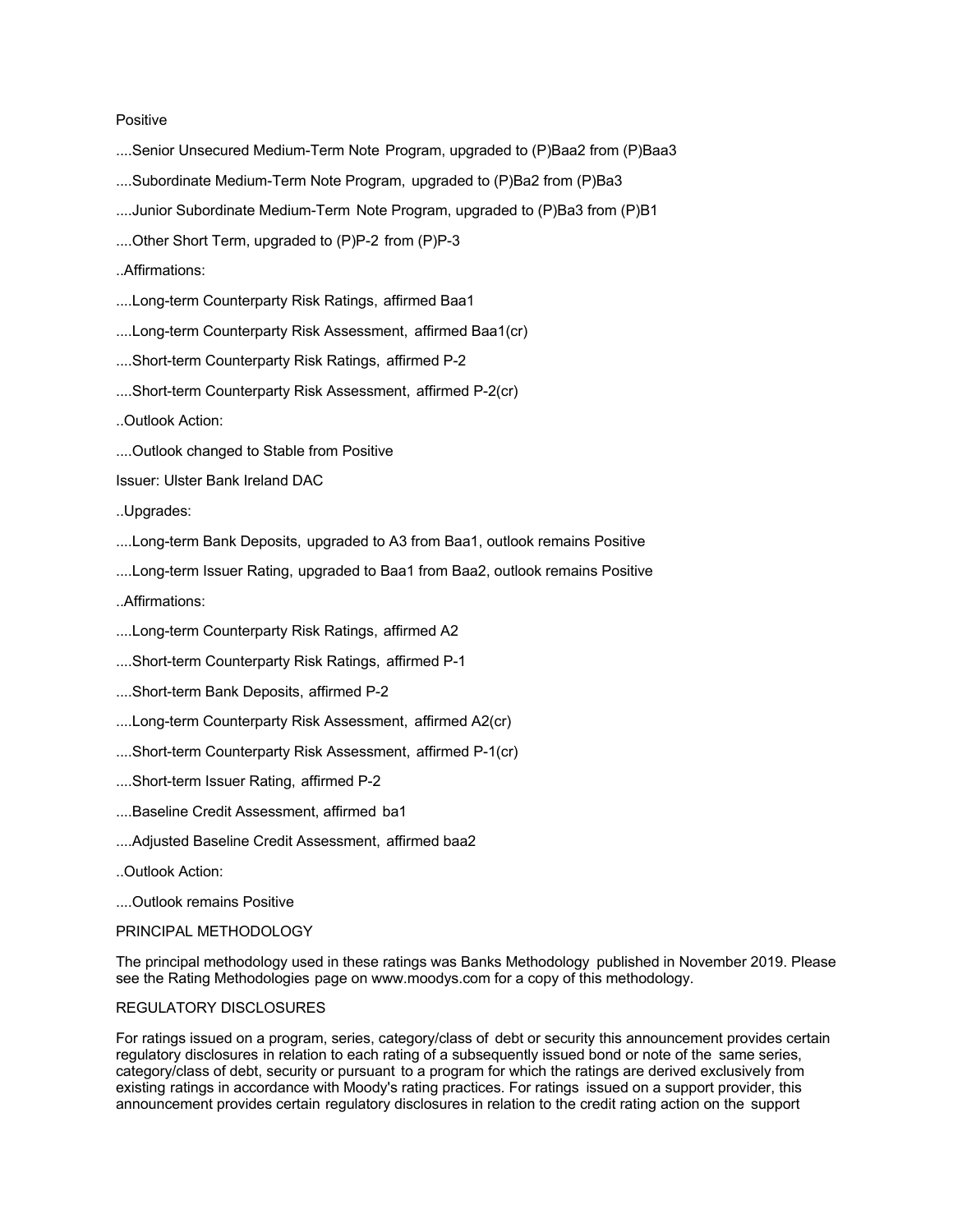Positive

....Senior Unsecured Medium-Term Note Program, upgraded to (P)Baa2 from (P)Baa3

....Subordinate Medium-Term Note Program, upgraded to (P)Ba2 from (P)Ba3

....Junior Subordinate Medium-Term Note Program, upgraded to (P)Ba3 from (P)B1

....Other Short Term, upgraded to (P)P-2 from (P)P-3

..Affirmations:

....Long-term Counterparty Risk Ratings, affirmed Baa1

....Long-term Counterparty Risk Assessment, affirmed Baa1(cr)

....Short-term Counterparty Risk Ratings, affirmed P-2

....Short-term Counterparty Risk Assessment, affirmed P-2(cr)

..Outlook Action:

....Outlook changed to Stable from Positive

Issuer: Ulster Bank Ireland DAC

..Upgrades:

....Long-term Bank Deposits, upgraded to A3 from Baa1, outlook remains Positive

....Long-term Issuer Rating, upgraded to Baa1 from Baa2, outlook remains Positive

..Affirmations:

....Long-term Counterparty Risk Ratings, affirmed A2

....Short-term Counterparty Risk Ratings, affirmed P-1

....Short-term Bank Deposits, affirmed P-2

....Long-term Counterparty Risk Assessment, affirmed A2(cr)

....Short-term Counterparty Risk Assessment, affirmed P-1(cr)

....Short-term Issuer Rating, affirmed P-2

....Baseline Credit Assessment, affirmed ba1

....Adjusted Baseline Credit Assessment, affirmed baa2

..Outlook Action:

....Outlook remains Positive

PRINCIPAL METHODOLOGY

The principal methodology used in these ratings was Banks Methodology published in November 2019. Please see the Rating Methodologies page on www.moodys.com for a copy of this methodology.

REGULATORY DISCLOSURES

For ratings issued on a program, series, category/class of debt or security this announcement provides certain regulatory disclosures in relation to each rating of a subsequently issued bond or note of the same series, category/class of debt, security or pursuant to a program for which the ratings are derived exclusively from existing ratings in accordance with Moody's rating practices. For ratings issued on a support provider, this announcement provides certain regulatory disclosures in relation to the credit rating action on the support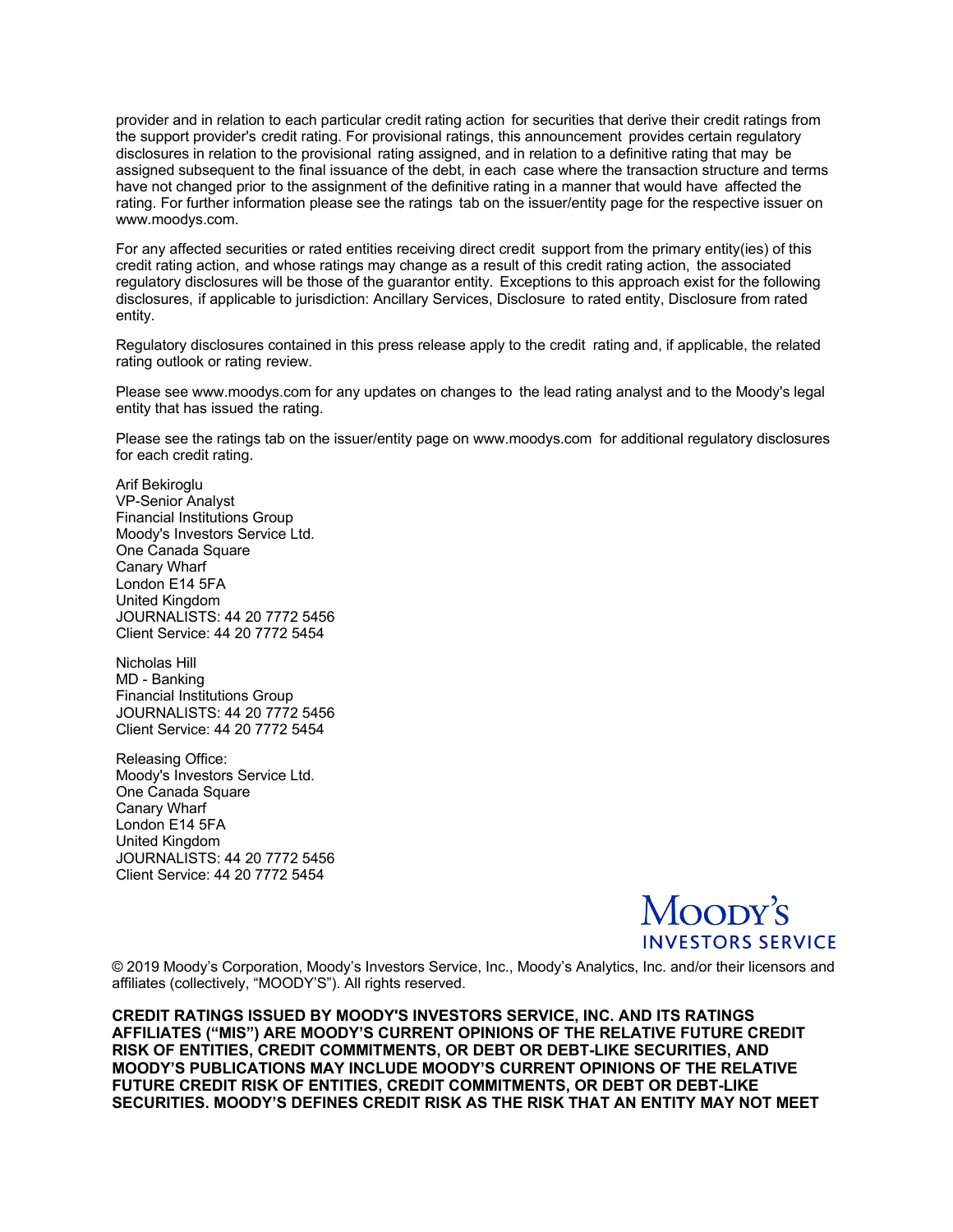provider and in relation to each particular credit rating action for securities that derive their credit ratings from the support provider's credit rating. For provisional ratings, this announcement provides certain regulatory disclosures in relation to the provisional rating assigned, and in relation to a definitive rating that may be assigned subsequent to the final issuance of the debt, in each case where the transaction structure and terms have not changed prior to the assignment of the definitive rating in a manner that would have affected the rating. For further information please see the ratings tab on the issuer/entity page for the respective issuer on www.moodys.com.

For any affected securities or rated entities receiving direct credit support from the primary entity(ies) of this credit rating action, and whose ratings may change as a result of this credit rating action, the associated regulatory disclosures will be those of the guarantor entity. Exceptions to this approach exist for the following disclosures, if applicable to jurisdiction: Ancillary Services, Disclosure to rated entity, Disclosure from rated entity.

Regulatory disclosures contained in this press release apply to the credit rating and, if applicable, the related rating outlook or rating review.

Please see www.moodys.com for any updates on changes to the lead rating analyst and to the Moody's legal entity that has issued the rating.

Please see the ratings tab on the issuer/entity page on www.moodys.com for additional regulatory disclosures for each credit rating.

Arif Bekiroglu
VP-Senior Analyst
Financial Institutions Group
Moody's Investors Service Ltd.
One Canada Square
Canary Wharf
London E14 5FA
United Kingdom
JOURNALISTS: 44 20 7772 5456
Client Service: 44 20 7772 5454

Nicholas Hill
MD - Banking
Financial Institutions Group
JOURNALISTS: 44 20 7772 5456
Client Service: 44 20 7772 5454

Releasing Office:
Moody's Investors Service Ltd.
One Canada Square
Canary Wharf
London E14 5FA
United Kingdom
JOURNALISTS: 44 20 7772 5456
Client Service: 44 20 7772 5454

MOODY'S INVESTORS SERVICE

© 2019 Moody's Corporation, Moody's Investors Service, Inc., Moody's Analytics, Inc. and/or their licensors and affiliates (collectively, "MOODY'S"). All rights reserved.

**CREDIT RATINGS ISSUED BY MOODY'S INVESTORS SERVICE, INC. AND ITS RATINGS AFFILIATES ("MIS") ARE MOODY'S CURRENT OPINIONS OF THE RELATIVE FUTURE CREDIT RISK OF ENTITIES, CREDIT COMMITMENTS, OR DEBT OR DEBT-LIKE SECURITIES, AND MOODY'S PUBLICATIONS MAY INCLUDE MOODY'S CURRENT OPINIONS OF THE RELATIVE FUTURE CREDIT RISK OF ENTITIES, CREDIT COMMITMENTS, OR DEBT OR DEBT-LIKE SECURITIES. MOODY'S DEFINES CREDIT RISK AS THE RISK THAT AN ENTITY MAY NOT MEET**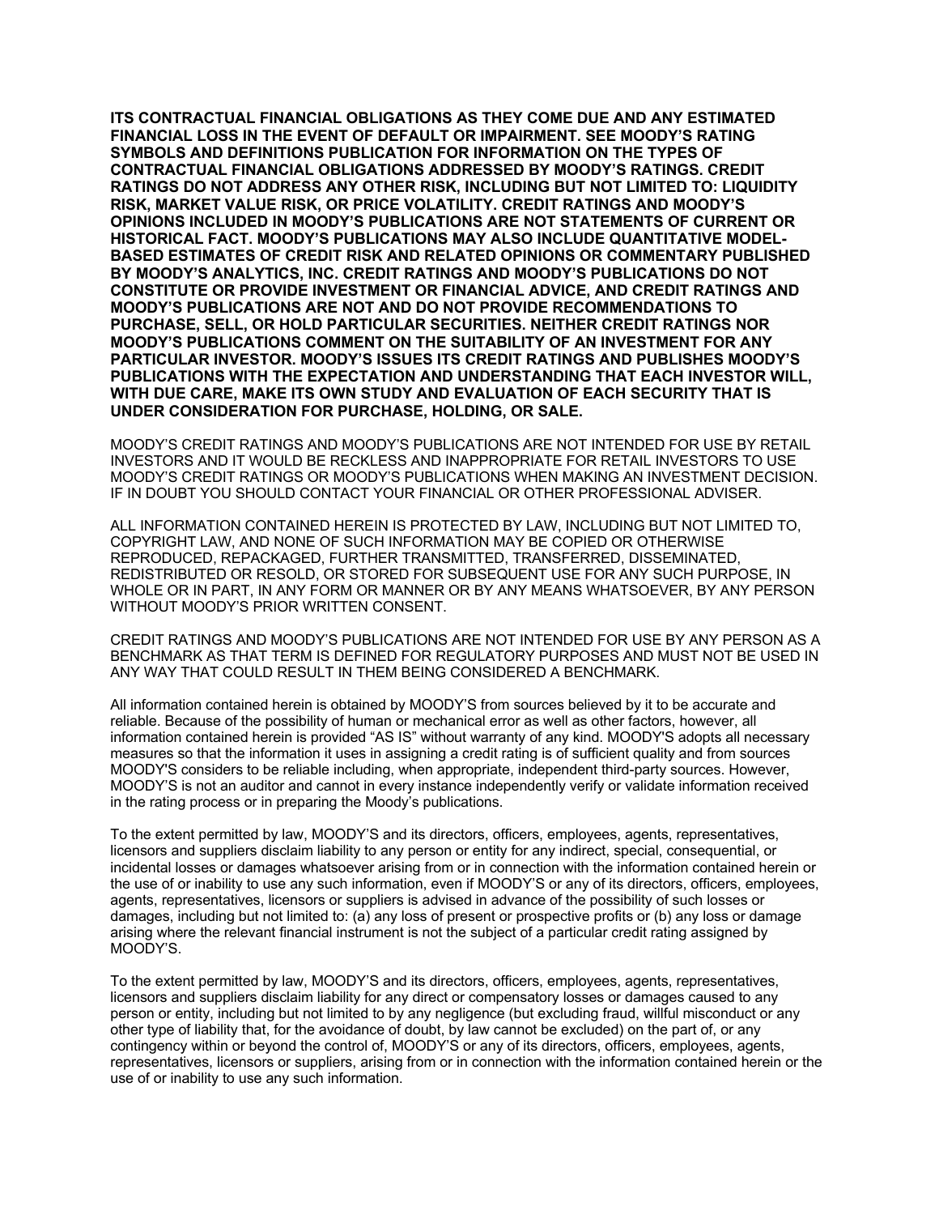**ITS CONTRACTUAL FINANCIAL OBLIGATIONS AS THEY COME DUE AND ANY ESTIMATED FINANCIAL LOSS IN THE EVENT OF DEFAULT OR IMPAIRMENT. SEE MOODY'S RATING SYMBOLS AND DEFINITIONS PUBLICATION FOR INFORMATION ON THE TYPES OF CONTRACTUAL FINANCIAL OBLIGATIONS ADDRESSED BY MOODY'S RATINGS. CREDIT RATINGS DO NOT ADDRESS ANY OTHER RISK, INCLUDING BUT NOT LIMITED TO: LIQUIDITY RISK, MARKET VALUE RISK, OR PRICE VOLATILITY. CREDIT RATINGS AND MOODY'S OPINIONS INCLUDED IN MOODY'S PUBLICATIONS ARE NOT STATEMENTS OF CURRENT OR HISTORICAL FACT. MOODY'S PUBLICATIONS MAY ALSO INCLUDE QUANTITATIVE MODEL-BASED ESTIMATES OF CREDIT RISK AND RELATED OPINIONS OR COMMENTARY PUBLISHED BY MOODY'S ANALYTICS, INC. CREDIT RATINGS AND MOODY'S PUBLICATIONS DO NOT CONSTITUTE OR PROVIDE INVESTMENT OR FINANCIAL ADVICE, AND CREDIT RATINGS AND MOODY'S PUBLICATIONS ARE NOT AND DO NOT PROVIDE RECOMMENDATIONS TO PURCHASE, SELL, OR HOLD PARTICULAR SECURITIES. NEITHER CREDIT RATINGS NOR MOODY'S PUBLICATIONS COMMENT ON THE SUITABILITY OF AN INVESTMENT FOR ANY PARTICULAR INVESTOR. MOODY'S ISSUES ITS CREDIT RATINGS AND PUBLISHES MOODY'S PUBLICATIONS WITH THE EXPECTATION AND UNDERSTANDING THAT EACH INVESTOR WILL, WITH DUE CARE, MAKE ITS OWN STUDY AND EVALUATION OF EACH SECURITY THAT IS UNDER CONSIDERATION FOR PURCHASE, HOLDING, OR SALE.**

MOODY'S CREDIT RATINGS AND MOODY'S PUBLICATIONS ARE NOT INTENDED FOR USE BY RETAIL INVESTORS AND IT WOULD BE RECKLESS AND INAPPROPRIATE FOR RETAIL INVESTORS TO USE MOODY'S CREDIT RATINGS OR MOODY'S PUBLICATIONS WHEN MAKING AN INVESTMENT DECISION. IF IN DOUBT YOU SHOULD CONTACT YOUR FINANCIAL OR OTHER PROFESSIONAL ADVISER.

ALL INFORMATION CONTAINED HEREIN IS PROTECTED BY LAW, INCLUDING BUT NOT LIMITED TO, COPYRIGHT LAW, AND NONE OF SUCH INFORMATION MAY BE COPIED OR OTHERWISE REPRODUCED, REPACKAGED, FURTHER TRANSMITTED, TRANSFERRED, DISSEMINATED, REDISTRIBUTED OR RESOLD, OR STORED FOR SUBSEQUENT USE FOR ANY SUCH PURPOSE, IN WHOLE OR IN PART, IN ANY FORM OR MANNER OR BY ANY MEANS WHATSOEVER, BY ANY PERSON WITHOUT MOODY'S PRIOR WRITTEN CONSENT.

CREDIT RATINGS AND MOODY'S PUBLICATIONS ARE NOT INTENDED FOR USE BY ANY PERSON AS A BENCHMARK AS THAT TERM IS DEFINED FOR REGULATORY PURPOSES AND MUST NOT BE USED IN ANY WAY THAT COULD RESULT IN THEM BEING CONSIDERED A BENCHMARK.

All information contained herein is obtained by MOODY'S from sources believed by it to be accurate and reliable. Because of the possibility of human or mechanical error as well as other factors, however, all information contained herein is provided "AS IS" without warranty of any kind. MOODY'S adopts all necessary measures so that the information it uses in assigning a credit rating is of sufficient quality and from sources MOODY'S considers to be reliable including, when appropriate, independent third-party sources. However, MOODY'S is not an auditor and cannot in every instance independently verify or validate information received in the rating process or in preparing the Moody's publications.

To the extent permitted by law, MOODY'S and its directors, officers, employees, agents, representatives, licensors and suppliers disclaim liability to any person or entity for any indirect, special, consequential, or incidental losses or damages whatsoever arising from or in connection with the information contained herein or the use of or inability to use any such information, even if MOODY'S or any of its directors, officers, employees, agents, representatives, licensors or suppliers is advised in advance of the possibility of such losses or damages, including but not limited to: (a) any loss of present or prospective profits or (b) any loss or damage arising where the relevant financial instrument is not the subject of a particular credit rating assigned by MOODY'S.

To the extent permitted by law, MOODY'S and its directors, officers, employees, agents, representatives, licensors and suppliers disclaim liability for any direct or compensatory losses or damages caused to any person or entity, including but not limited to by any negligence (but excluding fraud, willful misconduct or any other type of liability that, for the avoidance of doubt, by law cannot be excluded) on the part of, or any contingency within or beyond the control of, MOODY'S or any of its directors, officers, employees, agents, representatives, licensors or suppliers, arising from or in connection with the information contained herein or the use of or inability to use any such information.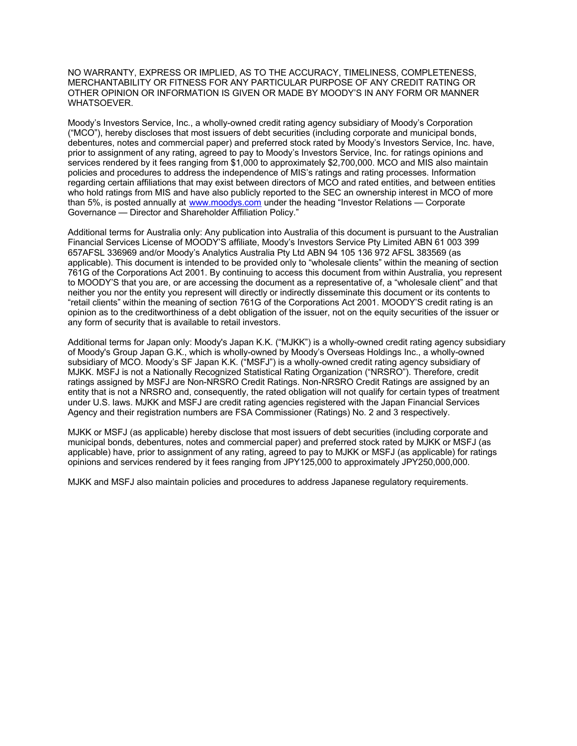NO WARRANTY, EXPRESS OR IMPLIED, AS TO THE ACCURACY, TIMELINESS, COMPLETENESS, MERCHANTABILITY OR FITNESS FOR ANY PARTICULAR PURPOSE OF ANY CREDIT RATING OR OTHER OPINION OR INFORMATION IS GIVEN OR MADE BY MOODY'S IN ANY FORM OR MANNER WHATSOEVER.

Moody's Investors Service, Inc., a wholly-owned credit rating agency subsidiary of Moody's Corporation ("MCO"), hereby discloses that most issuers of debt securities (including corporate and municipal bonds, debentures, notes and commercial paper) and preferred stock rated by Moody's Investors Service, Inc. have, prior to assignment of any rating, agreed to pay to Moody's Investors Service, Inc. for ratings opinions and services rendered by it fees ranging from $1,000 to approximately $2,700,000. MCO and MIS also maintain policies and procedures to address the independence of MIS's ratings and rating processes. Information regarding certain affiliations that may exist between directors of MCO and rated entities, and between entities who hold ratings from MIS and have also publicly reported to the SEC an ownership interest in MCO of more than 5%, is posted annually at [www.moodys.com](http://www.moodys.com) under the heading "Investor Relations — Corporate Governance — Director and Shareholder Affiliation Policy."

Additional terms for Australia only: Any publication into Australia of this document is pursuant to the Australian Financial Services License of MOODY'S affiliate, Moody's Investors Service Pty Limited ABN 61 003 399 657AFSL 336969 and/or Moody's Analytics Australia Pty Ltd ABN 94 105 136 972 AFSL 383569 (as applicable). This document is intended to be provided only to "wholesale clients" within the meaning of section 761G of the Corporations Act 2001. By continuing to access this document from within Australia, you represent to MOODY'S that you are, or are accessing the document as a representative of, a "wholesale client" and that neither you nor the entity you represent will directly or indirectly disseminate this document or its contents to "retail clients" within the meaning of section 761G of the Corporations Act 2001. MOODY'S credit rating is an opinion as to the creditworthiness of a debt obligation of the issuer, not on the equity securities of the issuer or any form of security that is available to retail investors.

Additional terms for Japan only: Moody's Japan K.K. ("MJKK") is a wholly-owned credit rating agency subsidiary of Moody's Group Japan G.K., which is wholly-owned by Moody's Overseas Holdings Inc., a wholly-owned subsidiary of MCO. Moody's SF Japan K.K. ("MSFJ") is a wholly-owned credit rating agency subsidiary of MJKK. MSFJ is not a Nationally Recognized Statistical Rating Organization ("NRSRO"). Therefore, credit ratings assigned by MSFJ are Non-NRSRO Credit Ratings. Non-NRSRO Credit Ratings are assigned by an entity that is not a NRSRO and, consequently, the rated obligation will not qualify for certain types of treatment under U.S. laws. MJKK and MSFJ are credit rating agencies registered with the Japan Financial Services Agency and their registration numbers are FSA Commissioner (Ratings) No. 2 and 3 respectively.

MJKK or MSFJ (as applicable) hereby disclose that most issuers of debt securities (including corporate and municipal bonds, debentures, notes and commercial paper) and preferred stock rated by MJKK or MSFJ (as applicable) have, prior to assignment of any rating, agreed to pay to MJKK or MSFJ (as applicable) for ratings opinions and services rendered by it fees ranging from JPY125,000 to approximately JPY250,000,000.

MJKK and MSFJ also maintain policies and procedures to address Japanese regulatory requirements.